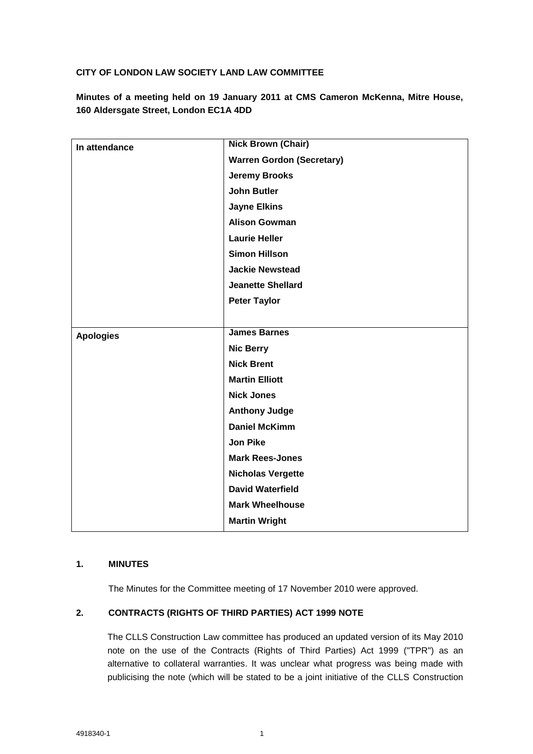**CITY OF LONDON LAW SOCIETY LAND LAW COMMITTEE**

**Minutes of a meeting held on 19 January 2011 at CMS Cameron McKenna, Mitre House, 160 Aldersgate Street, London EC1A 4DD**

| | |
|---|---|
| **In attendance** | **Nick Brown (Chair)** |
| | **Warren Gordon (Secretary)** |
| | **Jeremy Brooks** |
| | **John Butler** |
| | **Jayne Elkins** |
| | **Alison Gowman** |
| | **Laurie Heller** |
| | **Simon Hillson** |
| | **Jackie Newstead** |
| | **Jeanette Shellard** |
| | **Peter Taylor** |
| **Apologies** | **James Barnes** |
| | **Nic Berry** |
| | **Nick Brent** |
| | **Martin Elliott** |
| | **Nick Jones** |
| | **Anthony Judge** |
| | **Daniel McKimm** |
| | **Jon Pike** |
| | **Mark Rees-Jones** |
| | **Nicholas Vergette** |
| | **David Waterfield** |
| | **Mark Wheelhouse** |
| | **Martin Wright** |

## 1. MINUTES

The Minutes for the Committee meeting of 17 November 2010 were approved.

## 2. CONTRACTS (RIGHTS OF THIRD PARTIES) ACT 1999 NOTE

The CLLS Construction Law committee has produced an updated version of its May 2010 note on the use of the Contracts (Rights of Third Parties) Act 1999 ("TPR") as an alternative to collateral warranties. It was unclear what progress was being made with publicising the note (which will be stated to be a joint initiative of the CLLS Construction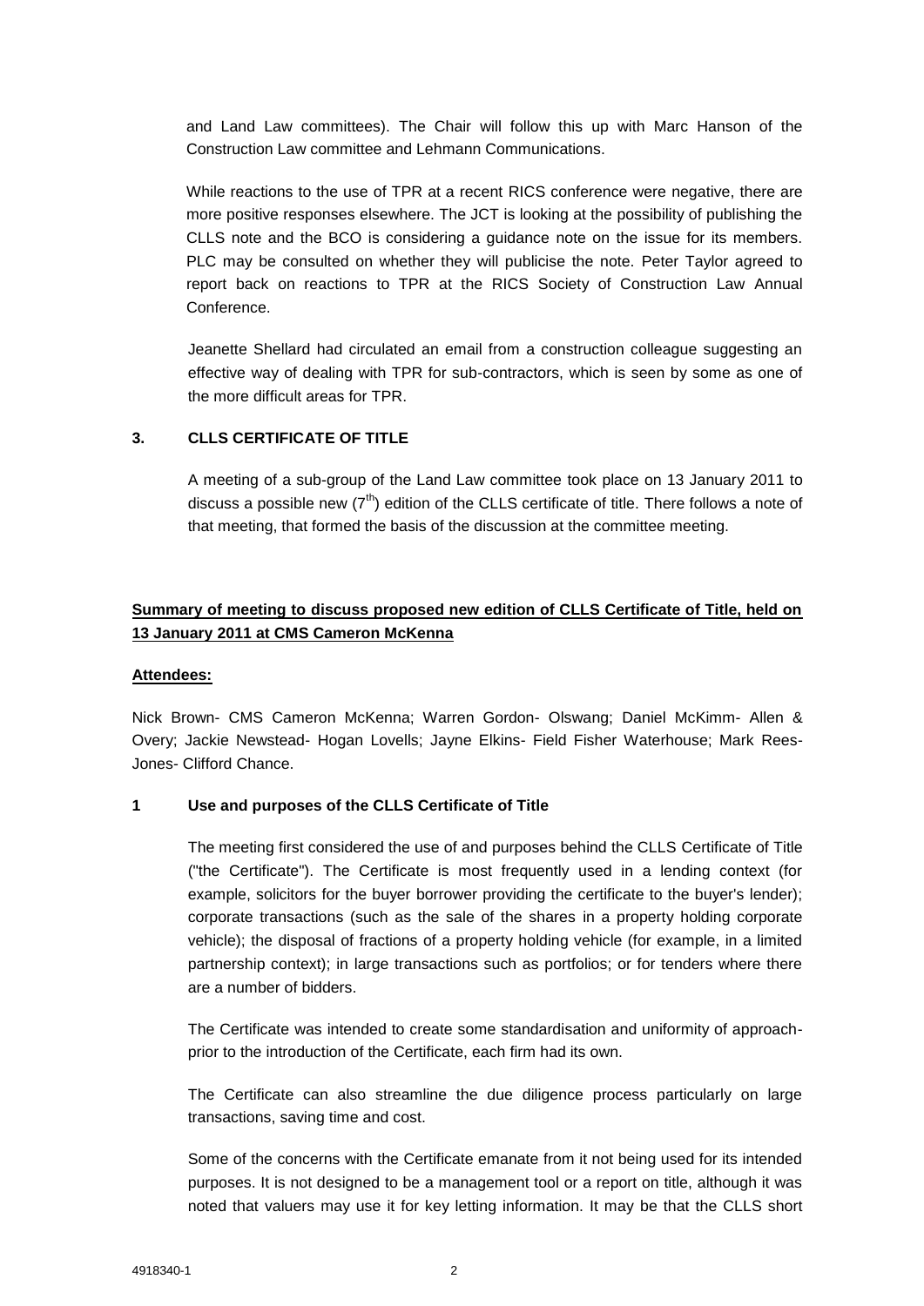and Land Law committees). The Chair will follow this up with Marc Hanson of the Construction Law committee and Lehmann Communications.

While reactions to the use of TPR at a recent RICS conference were negative, there are more positive responses elsewhere. The JCT is looking at the possibility of publishing the CLLS note and the BCO is considering a guidance note on the issue for its members. PLC may be consulted on whether they will publicise the note. Peter Taylor agreed to report back on reactions to TPR at the RICS Society of Construction Law Annual Conference.

Jeanette Shellard had circulated an email from a construction colleague suggesting an effective way of dealing with TPR for sub-contractors, which is seen by some as one of the more difficult areas for TPR.

## 3. CLLS CERTIFICATE OF TITLE

A meeting of a sub-group of the Land Law committee took place on 13 January 2011 to discuss a possible new (7th) edition of the CLLS certificate of title. There follows a note of that meeting, that formed the basis of the discussion at the committee meeting.

**Summary of meeting to discuss proposed new edition of CLLS Certificate of Title, held on 13 January 2011 at CMS Cameron McKenna**

**Attendees:**

Nick Brown- CMS Cameron McKenna; Warren Gordon- Olswang; Daniel McKimm- Allen & Overy; Jackie Newstead- Hogan Lovells; Jayne Elkins- Field Fisher Waterhouse; Mark Rees-Jones- Clifford Chance.

### 1 Use and purposes of the CLLS Certificate of Title

The meeting first considered the use of and purposes behind the CLLS Certificate of Title ("the Certificate"). The Certificate is most frequently used in a lending context (for example, solicitors for the buyer borrower providing the certificate to the buyer's lender); corporate transactions (such as the sale of the shares in a property holding corporate vehicle); the disposal of fractions of a property holding vehicle (for example, in a limited partnership context); in large transactions such as portfolios; or for tenders where there are a number of bidders.

The Certificate was intended to create some standardisation and uniformity of approach- prior to the introduction of the Certificate, each firm had its own.

The Certificate can also streamline the due diligence process particularly on large transactions, saving time and cost.

Some of the concerns with the Certificate emanate from it not being used for its intended purposes. It is not designed to be a management tool or a report on title, although it was noted that valuers may use it for key letting information. It may be that the CLLS short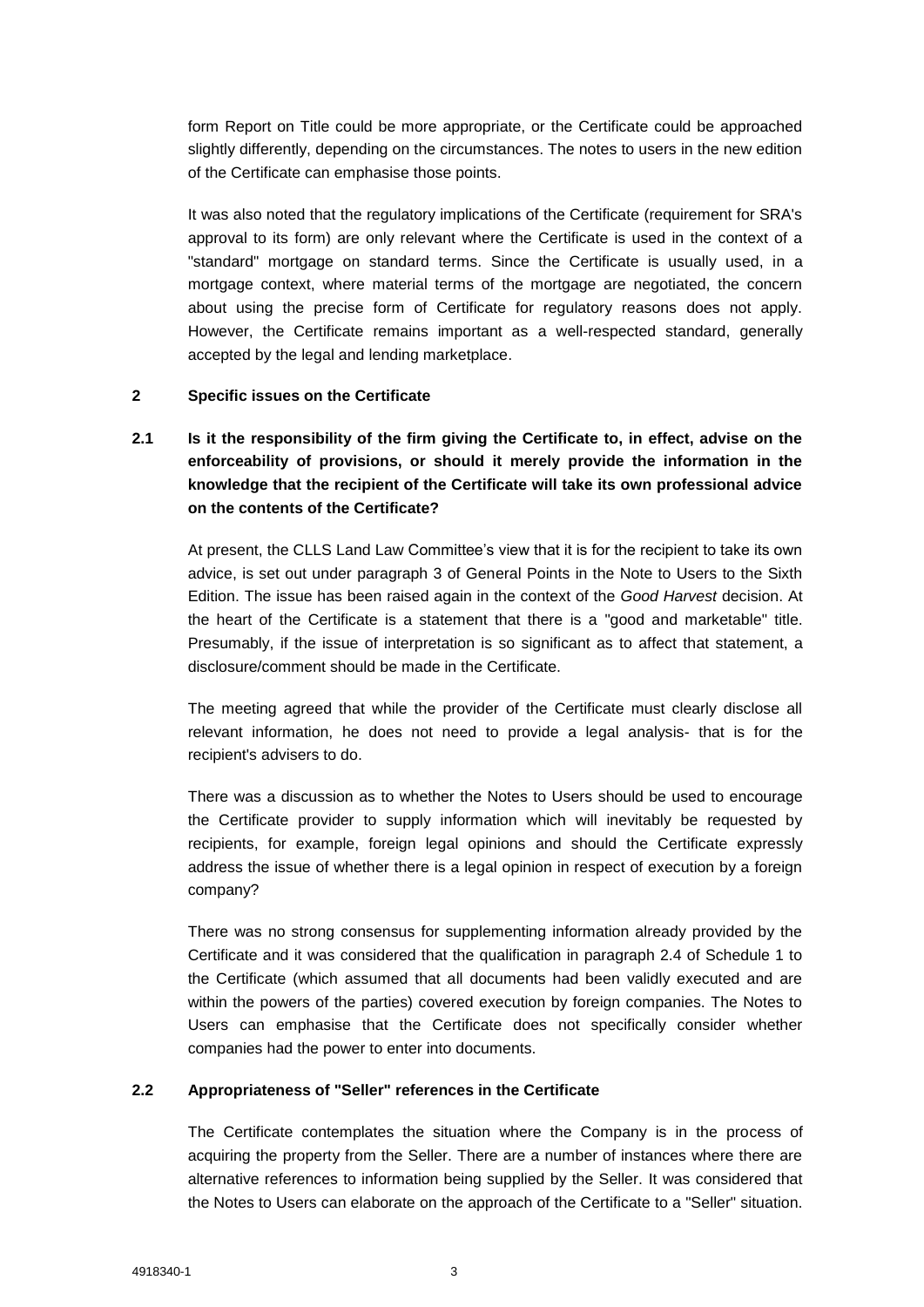form Report on Title could be more appropriate, or the Certificate could be approached slightly differently, depending on the circumstances. The notes to users in the new edition of the Certificate can emphasise those points.

It was also noted that the regulatory implications of the Certificate (requirement for SRA's approval to its form) are only relevant where the Certificate is used in the context of a "standard" mortgage on standard terms. Since the Certificate is usually used, in a mortgage context, where material terms of the mortgage are negotiated, the concern about using the precise form of Certificate for regulatory reasons does not apply. However, the Certificate remains important as a well-respected standard, generally accepted by the legal and lending marketplace.

## 2 Specific issues on the Certificate

### 2.1 Is it the responsibility of the firm giving the Certificate to, in effect, advise on the enforceability of provisions, or should it merely provide the information in the knowledge that the recipient of the Certificate will take its own professional advice on the contents of the Certificate?

At present, the CLLS Land Law Committee's view that it is for the recipient to take its own advice, is set out under paragraph 3 of General Points in the Note to Users to the Sixth Edition. The issue has been raised again in the context of the *Good Harvest* decision. At the heart of the Certificate is a statement that there is a "good and marketable" title. Presumably, if the issue of interpretation is so significant as to affect that statement, a disclosure/comment should be made in the Certificate.

The meeting agreed that while the provider of the Certificate must clearly disclose all relevant information, he does not need to provide a legal analysis- that is for the recipient's advisers to do.

There was a discussion as to whether the Notes to Users should be used to encourage the Certificate provider to supply information which will inevitably be requested by recipients, for example, foreign legal opinions and should the Certificate expressly address the issue of whether there is a legal opinion in respect of execution by a foreign company?

There was no strong consensus for supplementing information already provided by the Certificate and it was considered that the qualification in paragraph 2.4 of Schedule 1 to the Certificate (which assumed that all documents had been validly executed and are within the powers of the parties) covered execution by foreign companies. The Notes to Users can emphasise that the Certificate does not specifically consider whether companies had the power to enter into documents.

### 2.2 Appropriateness of "Seller" references in the Certificate

The Certificate contemplates the situation where the Company is in the process of acquiring the property from the Seller. There are a number of instances where there are alternative references to information being supplied by the Seller. It was considered that the Notes to Users can elaborate on the approach of the Certificate to a "Seller" situation.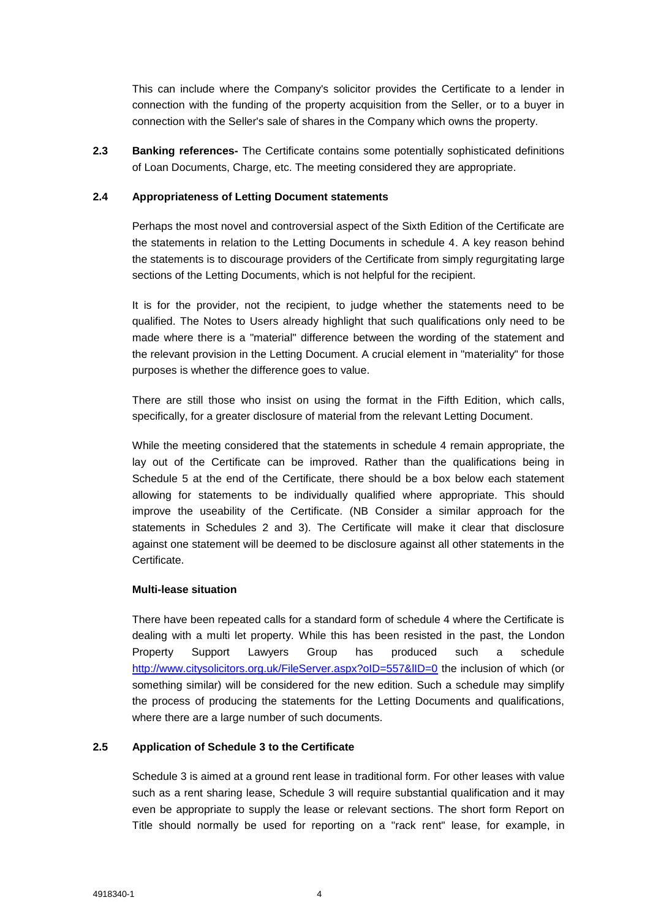This can include where the Company's solicitor provides the Certificate to a lender in connection with the funding of the property acquisition from the Seller, or to a buyer in connection with the Seller's sale of shares in the Company which owns the property.

**2.3 Banking references-** The Certificate contains some potentially sophisticated definitions of Loan Documents, Charge, etc. The meeting considered they are appropriate.

### 2.4 Appropriateness of Letting Document statements

Perhaps the most novel and controversial aspect of the Sixth Edition of the Certificate are the statements in relation to the Letting Documents in schedule 4. A key reason behind the statements is to discourage providers of the Certificate from simply regurgitating large sections of the Letting Documents, which is not helpful for the recipient.

It is for the provider, not the recipient, to judge whether the statements need to be qualified. The Notes to Users already highlight that such qualifications only need to be made where there is a "material" difference between the wording of the statement and the relevant provision in the Letting Document. A crucial element in "materiality" for those purposes is whether the difference goes to value.

There are still those who insist on using the format in the Fifth Edition, which calls, specifically, for a greater disclosure of material from the relevant Letting Document.

While the meeting considered that the statements in schedule 4 remain appropriate, the lay out of the Certificate can be improved. Rather than the qualifications being in Schedule 5 at the end of the Certificate, there should be a box below each statement allowing for statements to be individually qualified where appropriate. This should improve the useability of the Certificate. (NB Consider a similar approach for the statements in Schedules 2 and 3). The Certificate will make it clear that disclosure against one statement will be deemed to be disclosure against all other statements in the Certificate.

**Multi-lease situation**

There have been repeated calls for a standard form of schedule 4 where the Certificate is dealing with a multi let property. While this has been resisted in the past, the London Property Support Lawyers Group has produced such a schedule http://www.citysolicitors.org.uk/FileServer.aspx?oID=557&lID=0 the inclusion of which (or something similar) will be considered for the new edition. Such a schedule may simplify the process of producing the statements for the Letting Documents and qualifications, where there are a large number of such documents.

### 2.5 Application of Schedule 3 to the Certificate

Schedule 3 is aimed at a ground rent lease in traditional form. For other leases with value such as a rent sharing lease, Schedule 3 will require substantial qualification and it may even be appropriate to supply the lease or relevant sections. The short form Report on Title should normally be used for reporting on a "rack rent" lease, for example, in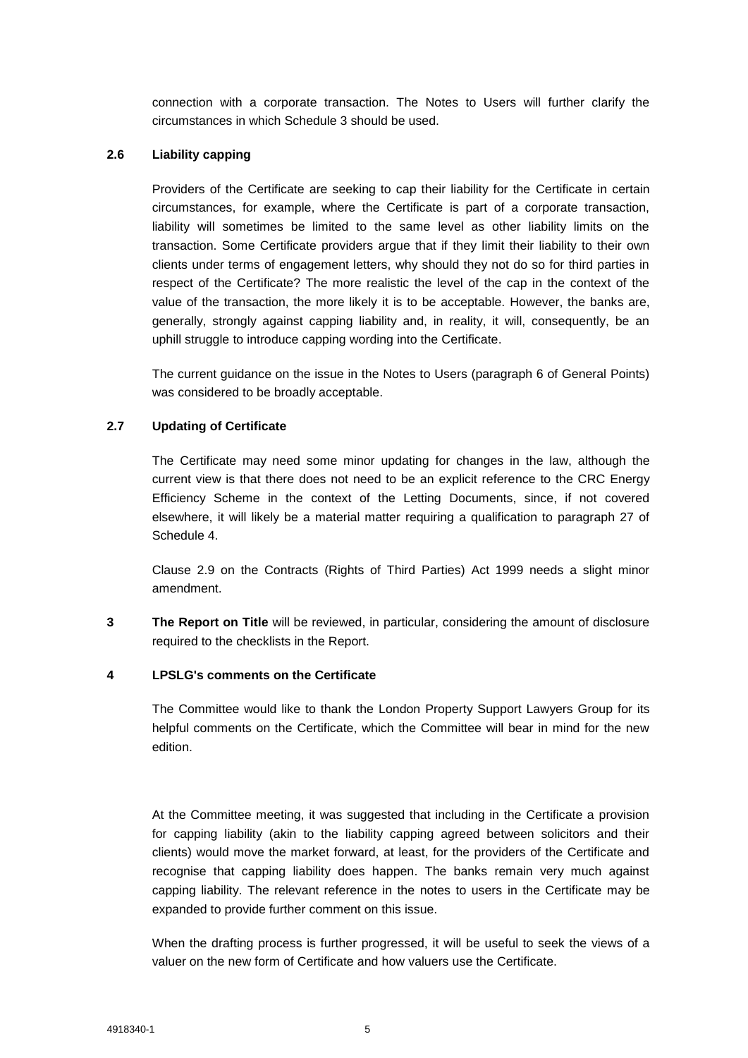connection with a corporate transaction. The Notes to Users will further clarify the circumstances in which Schedule 3 should be used.

### 2.6 Liability capping

Providers of the Certificate are seeking to cap their liability for the Certificate in certain circumstances, for example, where the Certificate is part of a corporate transaction, liability will sometimes be limited to the same level as other liability limits on the transaction. Some Certificate providers argue that if they limit their liability to their own clients under terms of engagement letters, why should they not do so for third parties in respect of the Certificate? The more realistic the level of the cap in the context of the value of the transaction, the more likely it is to be acceptable. However, the banks are, generally, strongly against capping liability and, in reality, it will, consequently, be an uphill struggle to introduce capping wording into the Certificate.

The current guidance on the issue in the Notes to Users (paragraph 6 of General Points) was considered to be broadly acceptable.

### 2.7 Updating of Certificate

The Certificate may need some minor updating for changes in the law, although the current view is that there does not need to be an explicit reference to the CRC Energy Efficiency Scheme in the context of the Letting Documents, since, if not covered elsewhere, it will likely be a material matter requiring a qualification to paragraph 27 of Schedule 4.

Clause 2.9 on the Contracts (Rights of Third Parties) Act 1999 needs a slight minor amendment.

**3 The Report on Title** will be reviewed, in particular, considering the amount of disclosure required to the checklists in the Report.

## 4 LPSLG's comments on the Certificate

The Committee would like to thank the London Property Support Lawyers Group for its helpful comments on the Certificate, which the Committee will bear in mind for the new edition.

At the Committee meeting, it was suggested that including in the Certificate a provision for capping liability (akin to the liability capping agreed between solicitors and their clients) would move the market forward, at least, for the providers of the Certificate and recognise that capping liability does happen. The banks remain very much against capping liability. The relevant reference in the notes to users in the Certificate may be expanded to provide further comment on this issue.

When the drafting process is further progressed, it will be useful to seek the views of a valuer on the new form of Certificate and how valuers use the Certificate.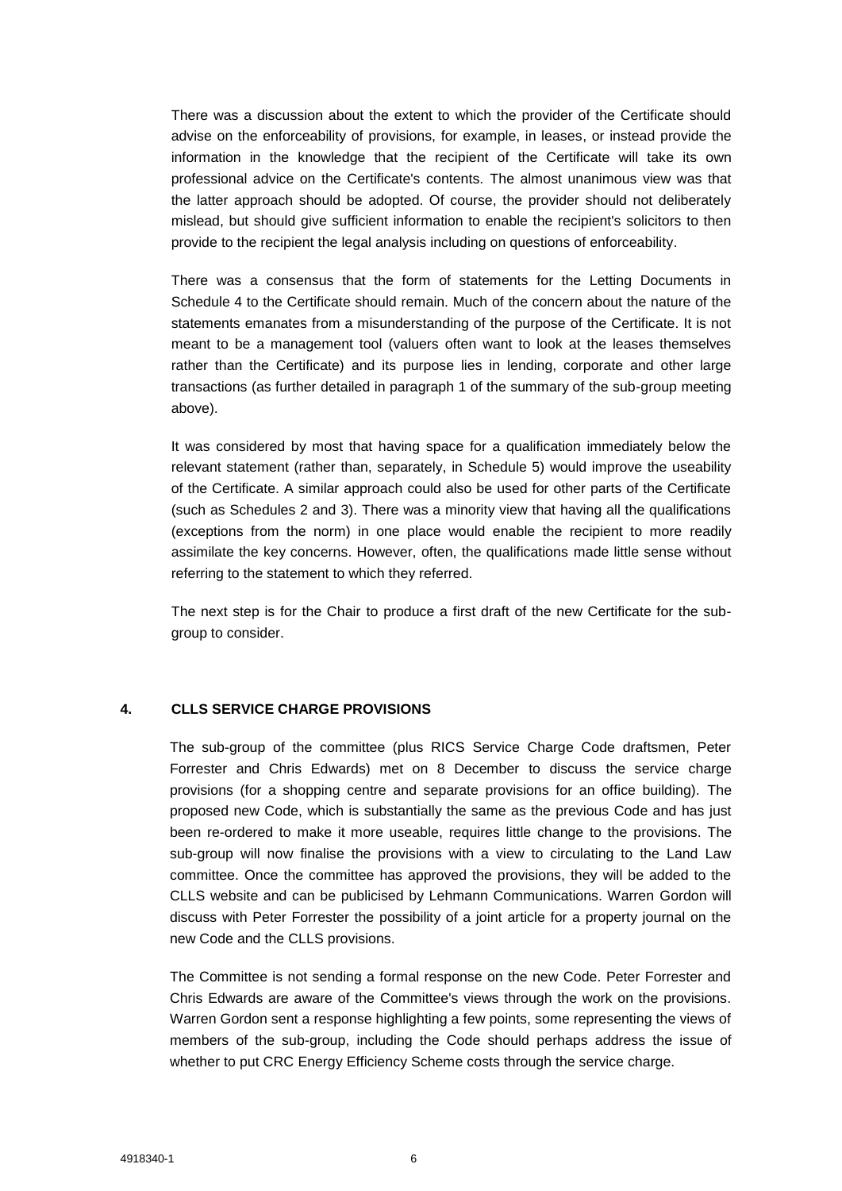There was a discussion about the extent to which the provider of the Certificate should advise on the enforceability of provisions, for example, in leases, or instead provide the information in the knowledge that the recipient of the Certificate will take its own professional advice on the Certificate's contents. The almost unanimous view was that the latter approach should be adopted. Of course, the provider should not deliberately mislead, but should give sufficient information to enable the recipient's solicitors to then provide to the recipient the legal analysis including on questions of enforceability.

There was a consensus that the form of statements for the Letting Documents in Schedule 4 to the Certificate should remain. Much of the concern about the nature of the statements emanates from a misunderstanding of the purpose of the Certificate. It is not meant to be a management tool (valuers often want to look at the leases themselves rather than the Certificate) and its purpose lies in lending, corporate and other large transactions (as further detailed in paragraph 1 of the summary of the sub-group meeting above).

It was considered by most that having space for a qualification immediately below the relevant statement (rather than, separately, in Schedule 5) would improve the useability of the Certificate. A similar approach could also be used for other parts of the Certificate (such as Schedules 2 and 3). There was a minority view that having all the qualifications (exceptions from the norm) in one place would enable the recipient to more readily assimilate the key concerns. However, often, the qualifications made little sense without referring to the statement to which they referred.

The next step is for the Chair to produce a first draft of the new Certificate for the sub-group to consider.

## 4. CLLS SERVICE CHARGE PROVISIONS

The sub-group of the committee (plus RICS Service Charge Code draftsmen, Peter Forrester and Chris Edwards) met on 8 December to discuss the service charge provisions (for a shopping centre and separate provisions for an office building). The proposed new Code, which is substantially the same as the previous Code and has just been re-ordered to make it more useable, requires little change to the provisions. The sub-group will now finalise the provisions with a view to circulating to the Land Law committee. Once the committee has approved the provisions, they will be added to the CLLS website and can be publicised by Lehmann Communications. Warren Gordon will discuss with Peter Forrester the possibility of a joint article for a property journal on the new Code and the CLLS provisions.

The Committee is not sending a formal response on the new Code. Peter Forrester and Chris Edwards are aware of the Committee's views through the work on the provisions. Warren Gordon sent a response highlighting a few points, some representing the views of members of the sub-group, including the Code should perhaps address the issue of whether to put CRC Energy Efficiency Scheme costs through the service charge.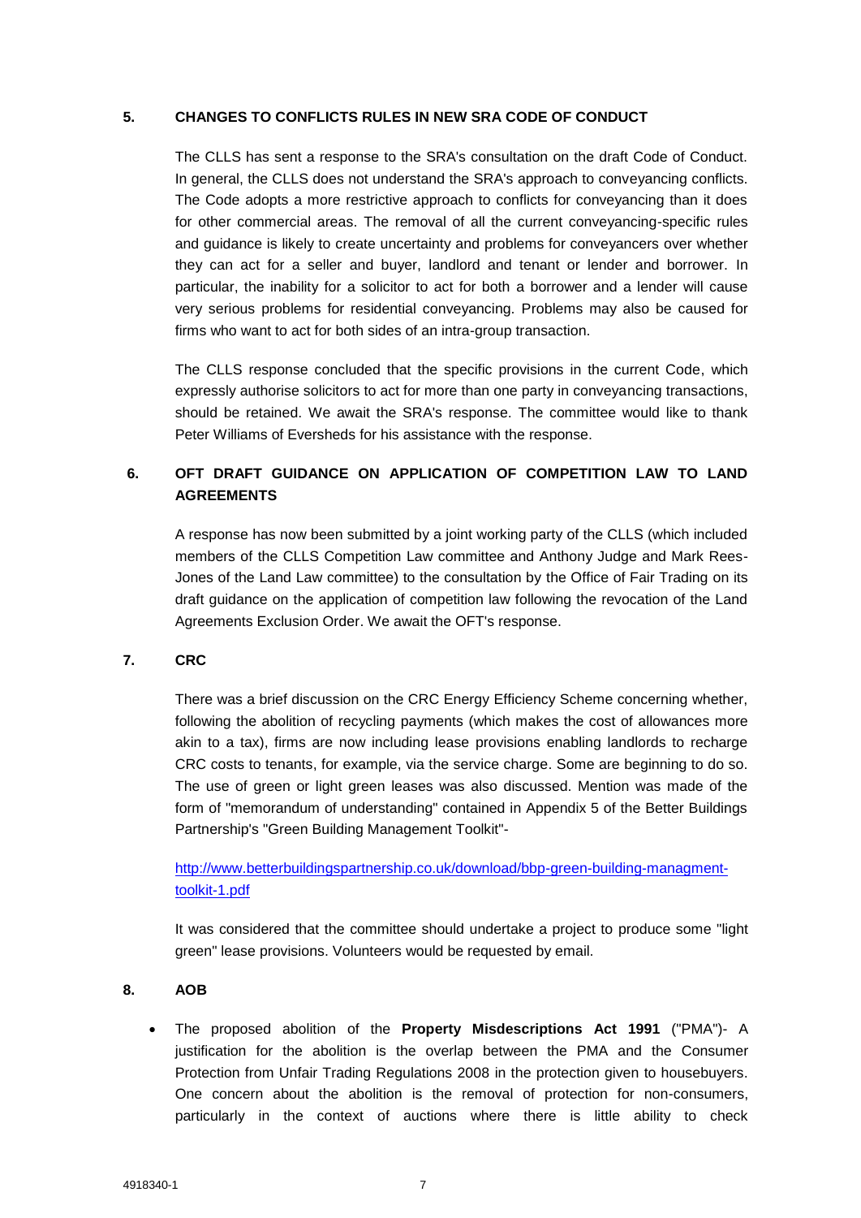## 5. CHANGES TO CONFLICTS RULES IN NEW SRA CODE OF CONDUCT

The CLLS has sent a response to the SRA's consultation on the draft Code of Conduct. In general, the CLLS does not understand the SRA's approach to conveyancing conflicts. The Code adopts a more restrictive approach to conflicts for conveyancing than it does for other commercial areas. The removal of all the current conveyancing-specific rules and guidance is likely to create uncertainty and problems for conveyancers over whether they can act for a seller and buyer, landlord and tenant or lender and borrower. In particular, the inability for a solicitor to act for both a borrower and a lender will cause very serious problems for residential conveyancing. Problems may also be caused for firms who want to act for both sides of an intra-group transaction.

The CLLS response concluded that the specific provisions in the current Code, which expressly authorise solicitors to act for more than one party in conveyancing transactions, should be retained. We await the SRA's response. The committee would like to thank Peter Williams of Eversheds for his assistance with the response.

## 6. OFT DRAFT GUIDANCE ON APPLICATION OF COMPETITION LAW TO LAND AGREEMENTS

A response has now been submitted by a joint working party of the CLLS (which included members of the CLLS Competition Law committee and Anthony Judge and Mark Rees-Jones of the Land Law committee) to the consultation by the Office of Fair Trading on its draft guidance on the application of competition law following the revocation of the Land Agreements Exclusion Order. We await the OFT's response.

## 7. CRC

There was a brief discussion on the CRC Energy Efficiency Scheme concerning whether, following the abolition of recycling payments (which makes the cost of allowances more akin to a tax), firms are now including lease provisions enabling landlords to recharge CRC costs to tenants, for example, via the service charge. Some are beginning to do so. The use of green or light green leases was also discussed. Mention was made of the form of "memorandum of understanding" contained in Appendix 5 of the Better Buildings Partnership's "Green Building Management Toolkit"-

[http://www.betterbuildingspartnership.co.uk/download/bbp-green-building-managment-toolkit-1.pdf](http://www.betterbuildingspartnership.co.uk/download/bbp-green-building-managment-toolkit-1.pdf)

It was considered that the committee should undertake a project to produce some "light green" lease provisions. Volunteers would be requested by email.

## 8. AOB

- The proposed abolition of the **Property Misdescriptions Act 1991** ("PMA")- A justification for the abolition is the overlap between the PMA and the Consumer Protection from Unfair Trading Regulations 2008 in the protection given to housebuyers. One concern about the abolition is the removal of protection for non-consumers, particularly in the context of auctions where there is little ability to check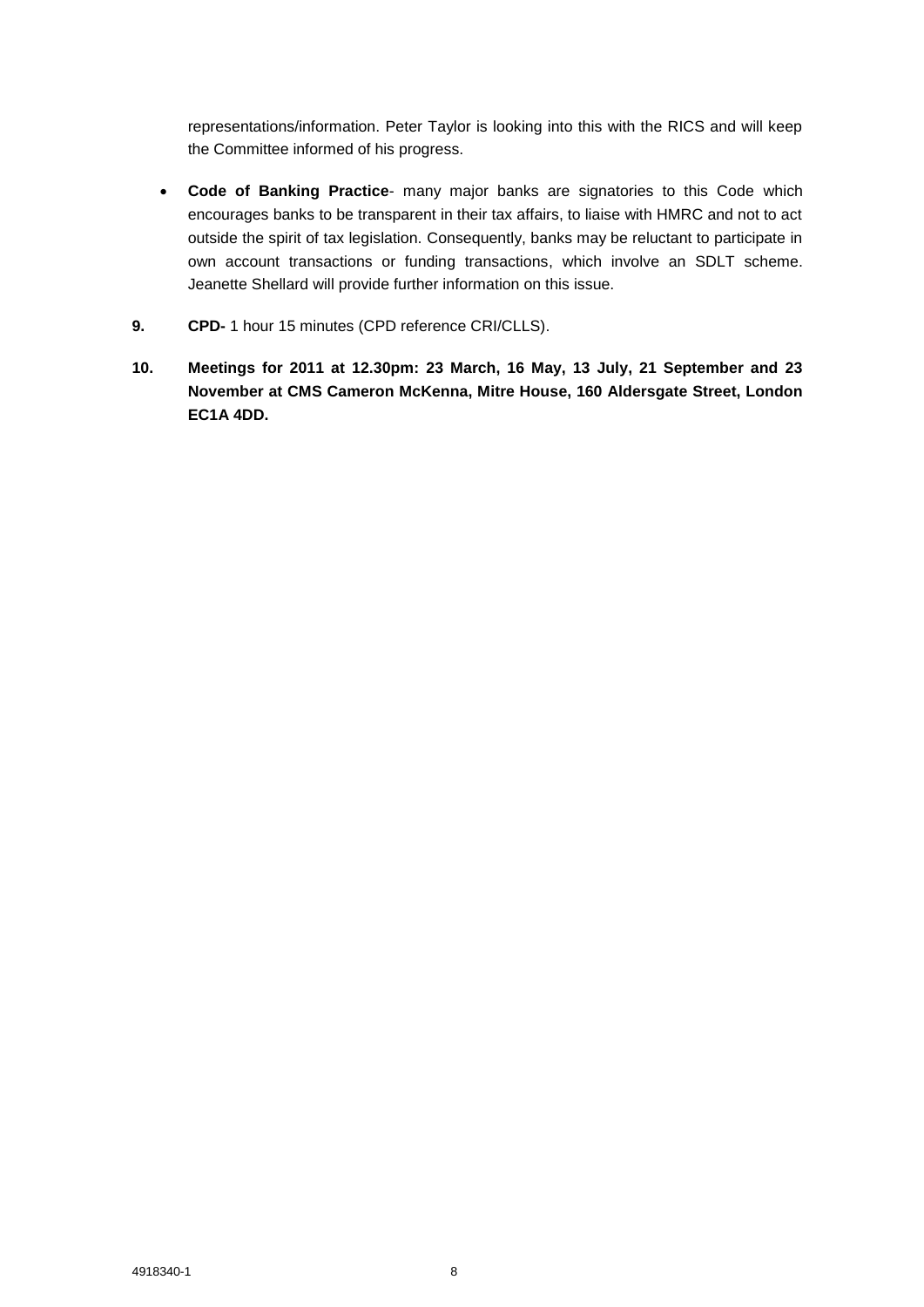representations/information. Peter Taylor is looking into this with the RICS and will keep the Committee informed of his progress.

- **Code of Banking Practice**- many major banks are signatories to this Code which encourages banks to be transparent in their tax affairs, to liaise with HMRC and not to act outside the spirit of tax legislation. Consequently, banks may be reluctant to participate in own account transactions or funding transactions, which involve an SDLT scheme. Jeanette Shellard will provide further information on this issue.

**9.** **CPD-** 1 hour 15 minutes (CPD reference CRI/CLLS).

**10.** **Meetings for 2011 at 12.30pm: 23 March, 16 May, 13 July, 21 September and 23 November at CMS Cameron McKenna, Mitre House, 160 Aldersgate Street, London EC1A 4DD.**